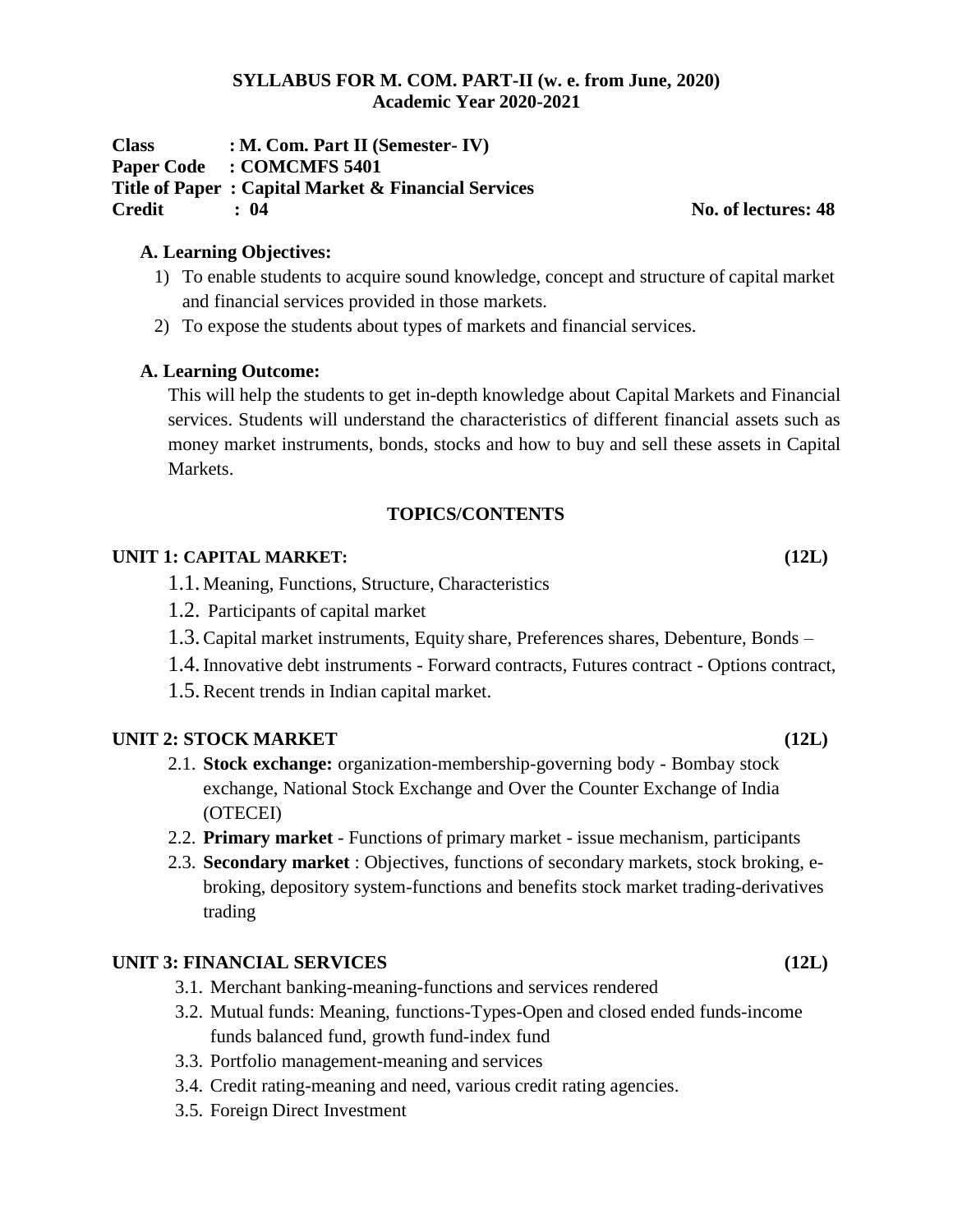**SYLLABUS FOR M. COM. PART-II (w. e. from June, 2020)**
**Academic Year 2020-2021**

**Class : M. Com. Part II (Semester- IV)**
**Paper Code : COMCMFS 5401**
**Title of Paper : Capital Market & Financial Services**
**Credit : 04** **No. of lectures: 48**

### A. Learning Objectives:

1) To enable students to acquire sound knowledge, concept and structure of capital market and financial services provided in those markets.
2) To expose the students about types of markets and financial services.

### A. Learning Outcome:

This will help the students to get in-depth knowledge about Capital Markets and Financial services. Students will understand the characteristics of different financial assets such as money market instruments, bonds, stocks and how to buy and sell these assets in Capital Markets.

## TOPICS/CONTENTS

### UNIT 1: CAPITAL MARKET: (12L)

1.1. Meaning, Functions, Structure, Characteristics
1.2. Participants of capital market
1.3. Capital market instruments, Equity share, Preferences shares, Debenture, Bonds –
1.4. Innovative debt instruments - Forward contracts, Futures contract - Options contract,
1.5. Recent trends in Indian capital market.

### UNIT 2: STOCK MARKET (12L)

2.1. **Stock exchange:** organization-membership-governing body - Bombay stock exchange, National Stock Exchange and Over the Counter Exchange of India (OTECEI)
2.2. **Primary market** - Functions of primary market - issue mechanism, participants
2.3. **Secondary market** : Objectives, functions of secondary markets, stock broking, e-broking, depository system-functions and benefits stock market trading-derivatives trading

### UNIT 3: FINANCIAL SERVICES (12L)

3.1. Merchant banking-meaning-functions and services rendered
3.2. Mutual funds: Meaning, functions-Types-Open and closed ended funds-income funds balanced fund, growth fund-index fund
3.3. Portfolio management-meaning and services
3.4. Credit rating-meaning and need, various credit rating agencies.
3.5. Foreign Direct Investment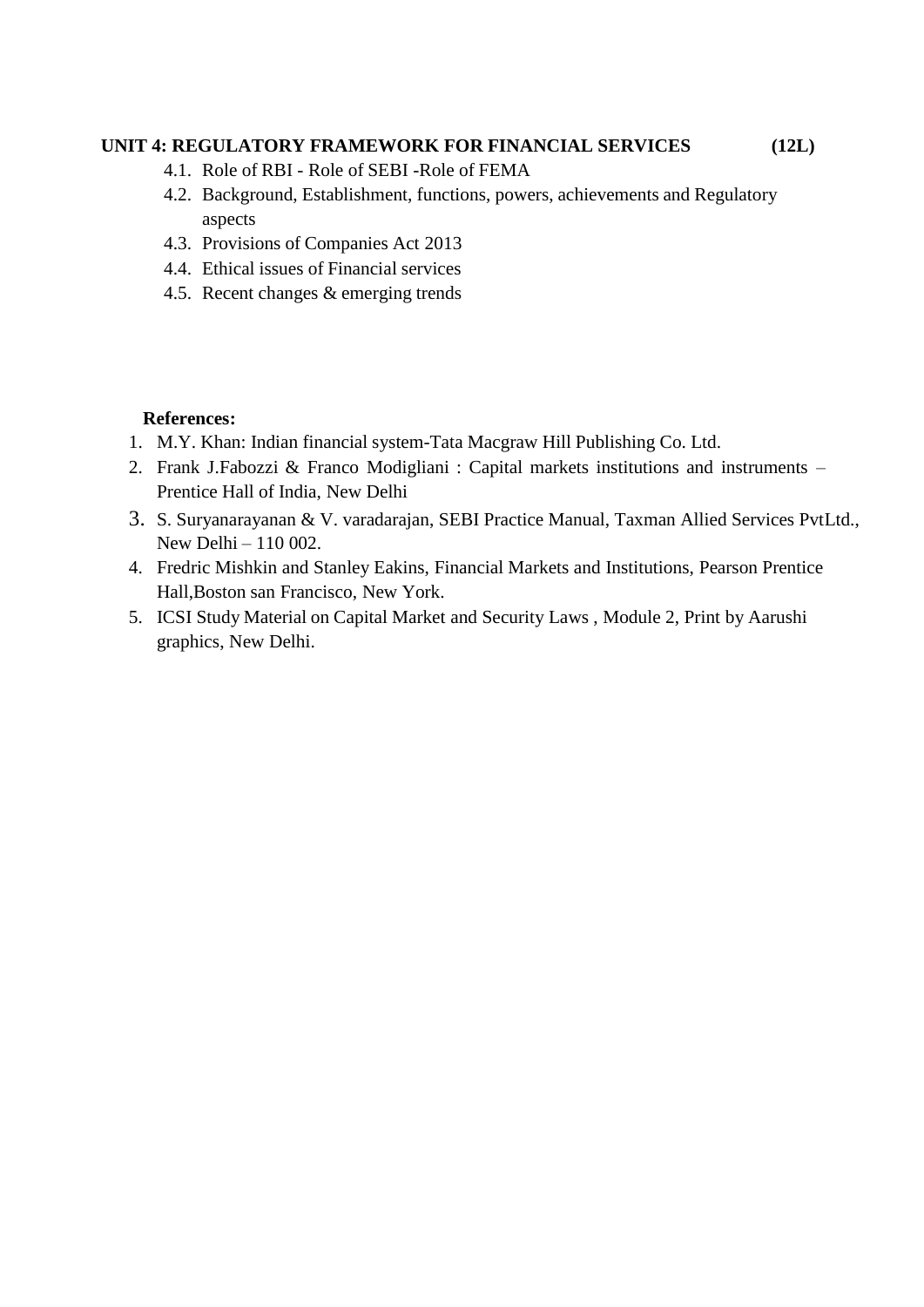**UNIT 4: REGULATORY FRAMEWORK FOR FINANCIAL SERVICES (12L)**

4.1. Role of RBI - Role of SEBI -Role of FEMA

4.2. Background, Establishment, functions, powers, achievements and Regulatory aspects

4.3. Provisions of Companies Act 2013

4.4. Ethical issues of Financial services

4.5. Recent changes & emerging trends

**References:**

1. M.Y. Khan: Indian financial system-Tata Macgraw Hill Publishing Co. Ltd.
2. Frank J.Fabozzi & Franco Modigliani : Capital markets institutions and instruments – Prentice Hall of India, New Delhi
3. S. Suryanarayanan & V. varadarajan, SEBI Practice Manual, Taxman Allied Services PvtLtd., New Delhi – 110 002.
4. Fredric Mishkin and Stanley Eakins, Financial Markets and Institutions, Pearson Prentice Hall,Boston san Francisco, New York.
5. ICSI Study Material on Capital Market and Security Laws , Module 2, Print by Aarushi graphics, New Delhi.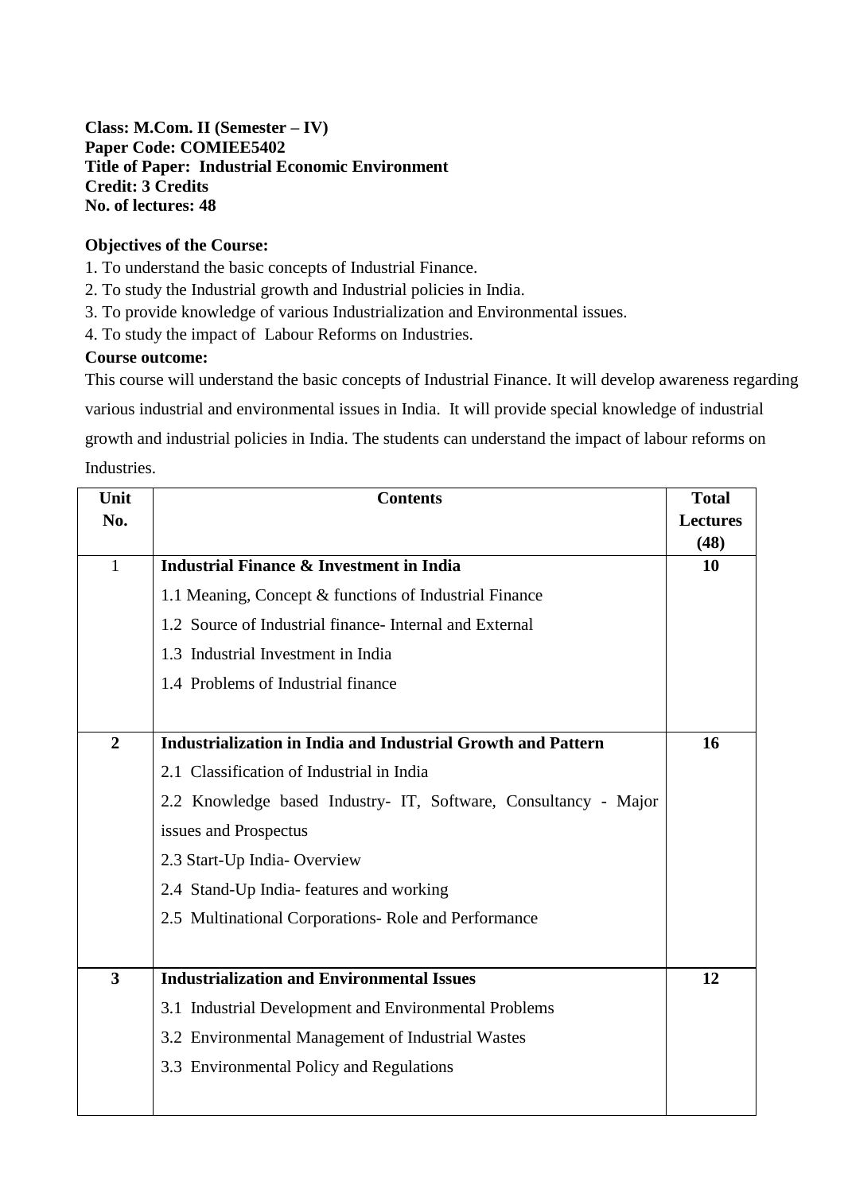**Class: M.Com. II (Semester – IV)**
**Paper Code: COMIEE5402**
**Title of Paper: Industrial Economic Environment**
**Credit: 3 Credits**
**No. of lectures: 48**

**Objectives of the Course:**

1. To understand the basic concepts of Industrial Finance.
2. To study the Industrial growth and Industrial policies in India.
3. To provide knowledge of various Industrialization and Environmental issues.
4. To study the impact of Labour Reforms on Industries.

**Course outcome:**

This course will understand the basic concepts of Industrial Finance. It will develop awareness regarding various industrial and environmental issues in India. It will provide special knowledge of industrial growth and industrial policies in India. The students can understand the impact of labour reforms on Industries.

| Unit No. | Contents | Total Lectures (48) |
|---|---|---|
| 1 | **Industrial Finance & Investment in India**<br>1.1 Meaning, Concept & functions of Industrial Finance<br>1.2 Source of Industrial finance- Internal and External<br>1.3 Industrial Investment in India<br>1.4 Problems of Industrial finance | **10** |
| **2** | **Industrialization in India and Industrial Growth and Pattern**<br>2.1 Classification of Industrial in India<br>2.2 Knowledge based Industry- IT, Software, Consultancy - Major issues and Prospectus<br>2.3 Start-Up India- Overview<br>2.4 Stand-Up India- features and working<br>2.5 Multinational Corporations- Role and Performance | **16** |
| **3** | **Industrialization and Environmental Issues**<br>3.1 Industrial Development and Environmental Problems<br>3.2 Environmental Management of Industrial Wastes<br>3.3 Environmental Policy and Regulations | **12** |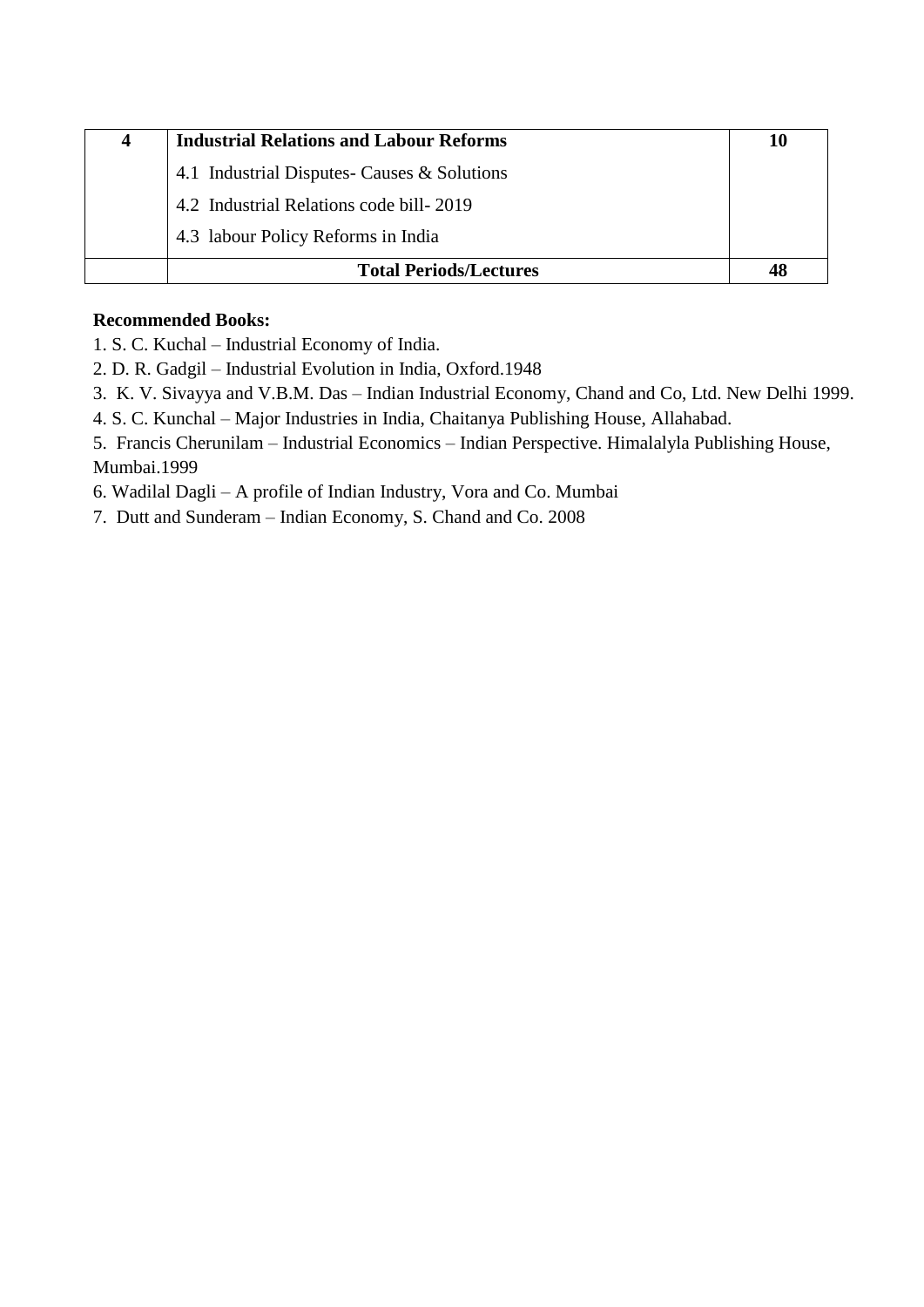| 4 | **Industrial Relations and Labour Reforms**<br>4.1 Industrial Disputes- Causes & Solutions<br>4.2 Industrial Relations code bill- 2019<br>4.3 labour Policy Reforms in India | **10** |
|---|---|---|
| | **Total Periods/Lectures** | **48** |

**Recommended Books:**

1. S. C. Kuchal – Industrial Economy of India.
2. D. R. Gadgil – Industrial Evolution in India, Oxford.1948
3. K. V. Sivayya and V.B.M. Das – Indian Industrial Economy, Chand and Co, Ltd. New Delhi 1999.
4. S. C. Kunchal – Major Industries in India, Chaitanya Publishing House, Allahabad.
5. Francis Cherunilam – Industrial Economics – Indian Perspective. Himalalyla Publishing House, Mumbai.1999
6. Wadilal Dagli – A profile of Indian Industry, Vora and Co. Mumbai
7. Dutt and Sunderam – Indian Economy, S. Chand and Co. 2008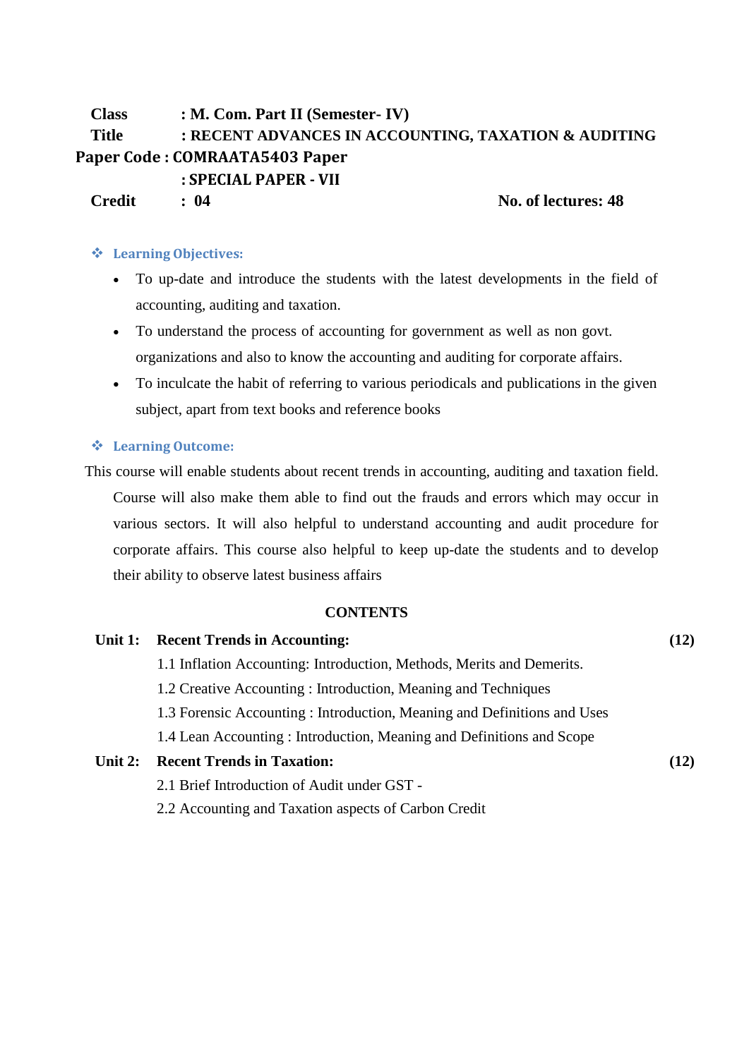**Class** : **M. Com. Part II (Semester- IV)**

**Title** : **RECENT ADVANCES IN ACCOUNTING, TAXATION & AUDITING**

**Paper Code : COMRAATA5403 Paper**

**: SPECIAL PAPER - VII**

**Credit** : **04** **No. of lectures: 48**

❖ **Learning Objectives:**

- To up-date and introduce the students with the latest developments in the field of accounting, auditing and taxation.
- To understand the process of accounting for government as well as non govt. organizations and also to know the accounting and auditing for corporate affairs.
- To inculcate the habit of referring to various periodicals and publications in the given subject, apart from text books and reference books

❖ **Learning Outcome:**

This course will enable students about recent trends in accounting, auditing and taxation field. Course will also make them able to find out the frauds and errors which may occur in various sectors. It will also helpful to understand accounting and audit procedure for corporate affairs. This course also helpful to keep up-date the students and to develop their ability to observe latest business affairs

## CONTENTS

**Unit 1: Recent Trends in Accounting:** **(12)**

1.1 Inflation Accounting: Introduction, Methods, Merits and Demerits.

1.2 Creative Accounting : Introduction, Meaning and Techniques

1.3 Forensic Accounting : Introduction, Meaning and Definitions and Uses

1.4 Lean Accounting : Introduction, Meaning and Definitions and Scope

**Unit 2: Recent Trends in Taxation:** **(12)**

2.1 Brief Introduction of Audit under GST -

2.2 Accounting and Taxation aspects of Carbon Credit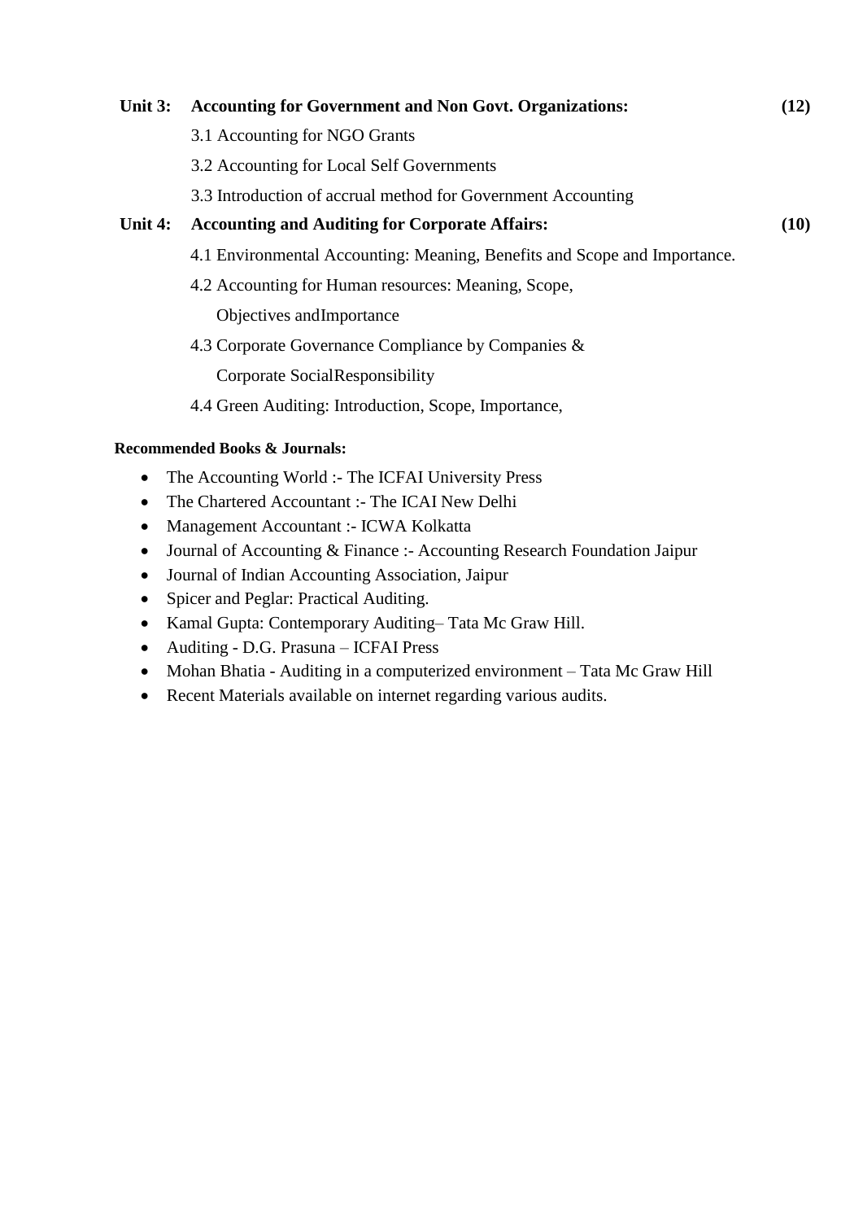**Unit 3: Accounting for Government and Non Govt. Organizations: (12)**

3.1 Accounting for NGO Grants

3.2 Accounting for Local Self Governments

3.3 Introduction of accrual method for Government Accounting

**Unit 4: Accounting and Auditing for Corporate Affairs: (10)**

4.1 Environmental Accounting: Meaning, Benefits and Scope and Importance.

4.2 Accounting for Human resources: Meaning, Scope, Objectives andImportance

4.3 Corporate Governance Compliance by Companies & Corporate SocialResponsibility

4.4 Green Auditing: Introduction, Scope, Importance,

**Recommended Books & Journals:**

- The Accounting World :- The ICFAI University Press
- The Chartered Accountant :- The ICAI New Delhi
- Management Accountant :- ICWA Kolkatta
- Journal of Accounting & Finance :- Accounting Research Foundation Jaipur
- Journal of Indian Accounting Association, Jaipur
- Spicer and Peglar: Practical Auditing.
- Kamal Gupta: Contemporary Auditing– Tata Mc Graw Hill.
- Auditing - D.G. Prasuna – ICFAI Press
- Mohan Bhatia - Auditing in a computerized environment – Tata Mc Graw Hill
- Recent Materials available on internet regarding various audits.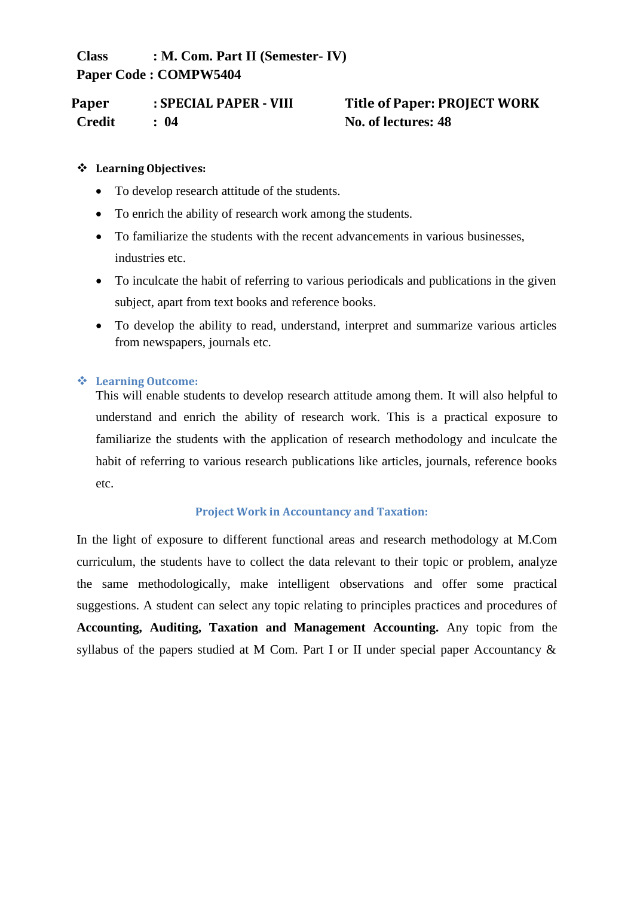**Class : M. Com. Part II (Semester- IV)**
**Paper Code : COMPW5404**

**Paper : SPECIAL PAPER - VIII** | **Title of Paper: PROJECT WORK**
**Credit : 04** | **No. of lectures: 48**

❖ **Learning Objectives:**

- To develop research attitude of the students.
- To enrich the ability of research work among the students.
- To familiarize the students with the recent advancements in various businesses, industries etc.
- To inculcate the habit of referring to various periodicals and publications in the given subject, apart from text books and reference books.
- To develop the ability to read, understand, interpret and summarize various articles from newspapers, journals etc.

❖ **Learning Outcome:**

This will enable students to develop research attitude among them. It will also helpful to understand and enrich the ability of research work. This is a practical exposure to familiarize the students with the application of research methodology and inculcate the habit of referring to various research publications like articles, journals, reference books etc.

### Project Work in Accountancy and Taxation:

In the light of exposure to different functional areas and research methodology at M.Com curriculum, the students have to collect the data relevant to their topic or problem, analyze the same methodologically, make intelligent observations and offer some practical suggestions. A student can select any topic relating to principles practices and procedures of **Accounting, Auditing, Taxation and Management Accounting.** Any topic from the syllabus of the papers studied at M Com. Part I or II under special paper Accountancy &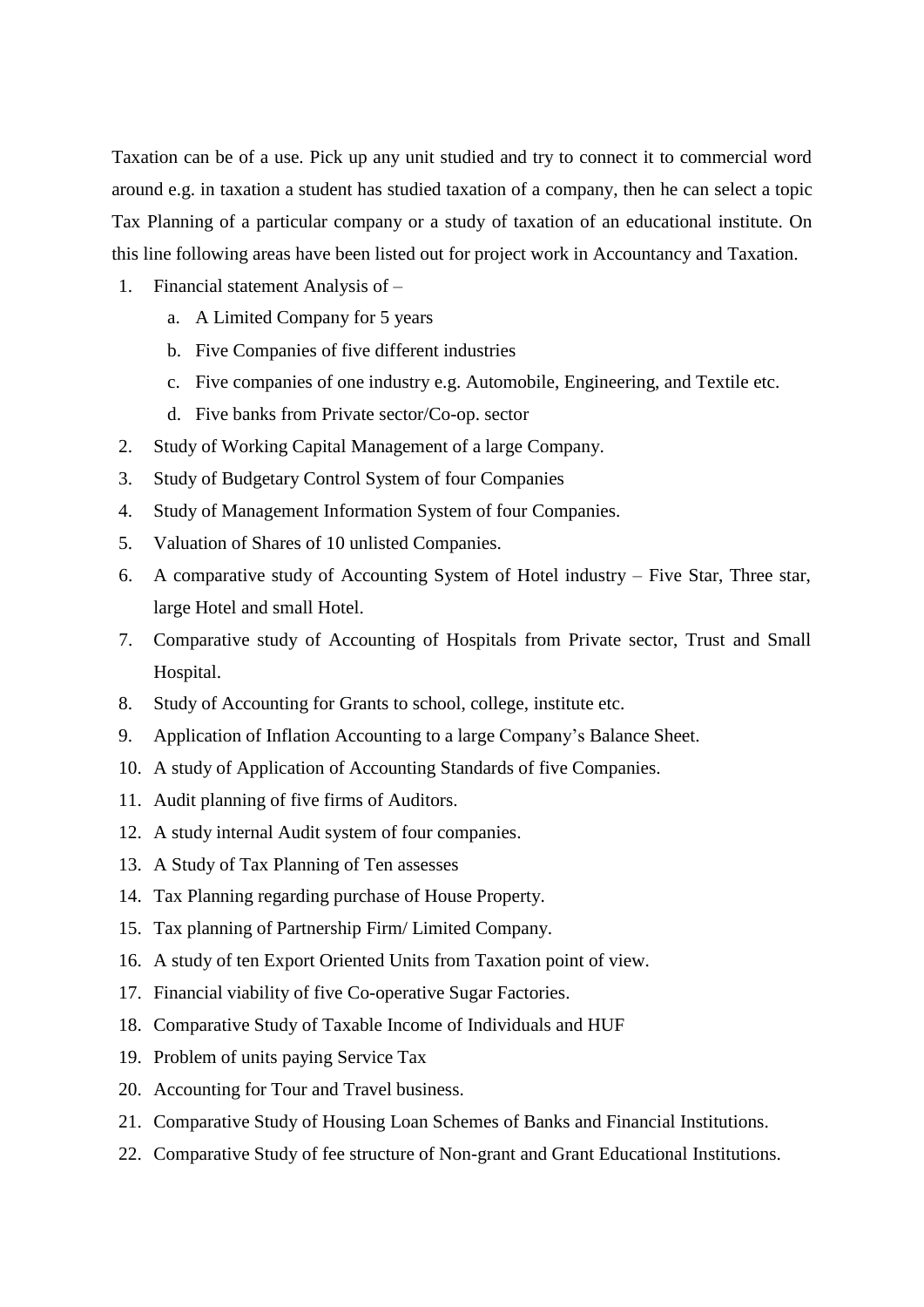Taxation can be of a use. Pick up any unit studied and try to connect it to commercial word around e.g. in taxation a student has studied taxation of a company, then he can select a topic Tax Planning of a particular company or a study of taxation of an educational institute. On this line following areas have been listed out for project work in Accountancy and Taxation.

1. Financial statement Analysis of –
    a. A Limited Company for 5 years
    b. Five Companies of five different industries
    c. Five companies of one industry e.g. Automobile, Engineering, and Textile etc.
    d. Five banks from Private sector/Co-op. sector
2. Study of Working Capital Management of a large Company.
3. Study of Budgetary Control System of four Companies
4. Study of Management Information System of four Companies.
5. Valuation of Shares of 10 unlisted Companies.
6. A comparative study of Accounting System of Hotel industry – Five Star, Three star, large Hotel and small Hotel.
7. Comparative study of Accounting of Hospitals from Private sector, Trust and Small Hospital.
8. Study of Accounting for Grants to school, college, institute etc.
9. Application of Inflation Accounting to a large Company's Balance Sheet.
10. A study of Application of Accounting Standards of five Companies.
11. Audit planning of five firms of Auditors.
12. A study internal Audit system of four companies.
13. A Study of Tax Planning of Ten assesses
14. Tax Planning regarding purchase of House Property.
15. Tax planning of Partnership Firm/ Limited Company.
16. A study of ten Export Oriented Units from Taxation point of view.
17. Financial viability of five Co-operative Sugar Factories.
18. Comparative Study of Taxable Income of Individuals and HUF
19. Problem of units paying Service Tax
20. Accounting for Tour and Travel business.
21. Comparative Study of Housing Loan Schemes of Banks and Financial Institutions.
22. Comparative Study of fee structure of Non-grant and Grant Educational Institutions.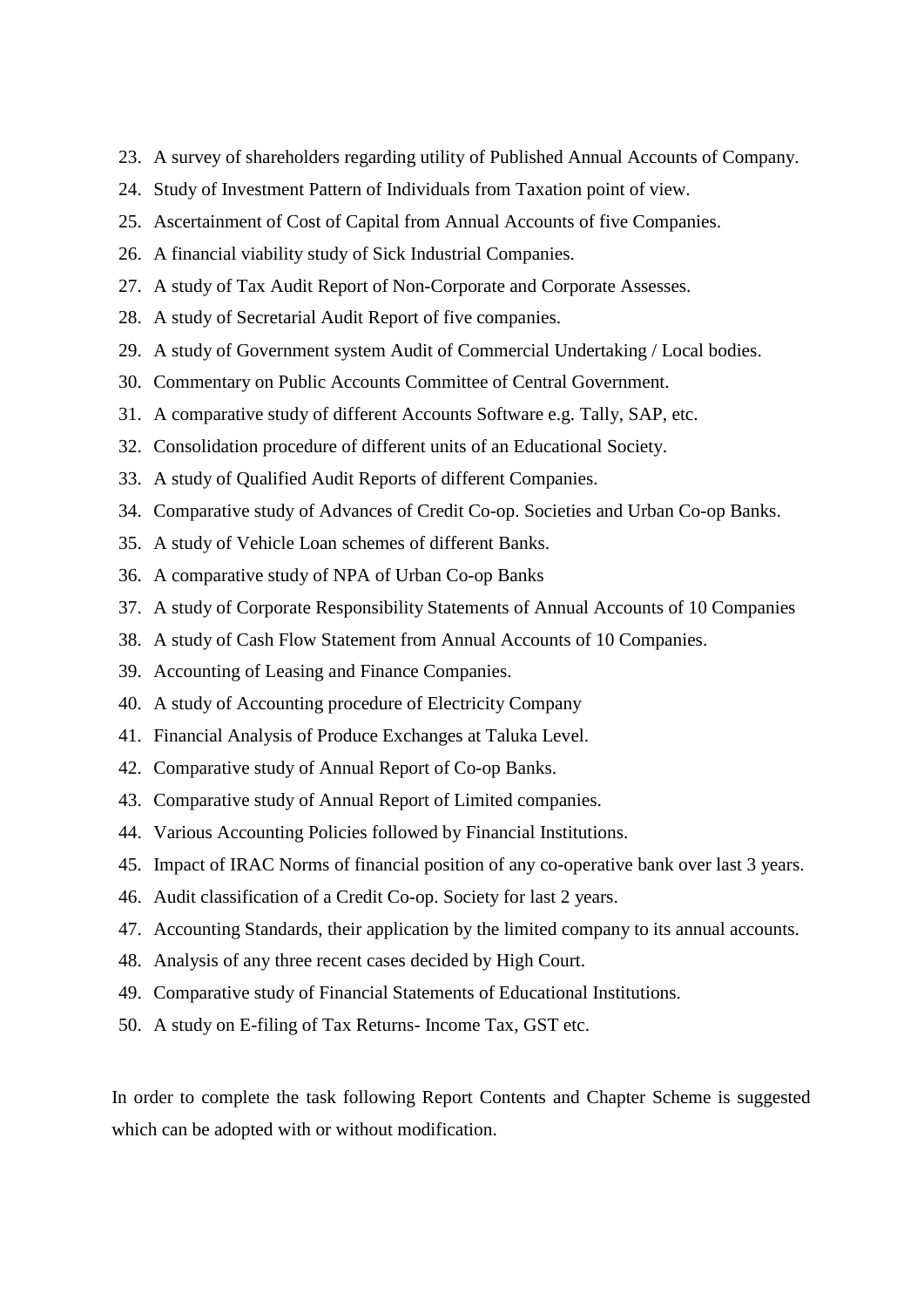23. A survey of shareholders regarding utility of Published Annual Accounts of Company.
24. Study of Investment Pattern of Individuals from Taxation point of view.
25. Ascertainment of Cost of Capital from Annual Accounts of five Companies.
26. A financial viability study of Sick Industrial Companies.
27. A study of Tax Audit Report of Non-Corporate and Corporate Assesses.
28. A study of Secretarial Audit Report of five companies.
29. A study of Government system Audit of Commercial Undertaking / Local bodies.
30. Commentary on Public Accounts Committee of Central Government.
31. A comparative study of different Accounts Software e.g. Tally, SAP, etc.
32. Consolidation procedure of different units of an Educational Society.
33. A study of Qualified Audit Reports of different Companies.
34. Comparative study of Advances of Credit Co-op. Societies and Urban Co-op Banks.
35. A study of Vehicle Loan schemes of different Banks.
36. A comparative study of NPA of Urban Co-op Banks
37. A study of Corporate Responsibility Statements of Annual Accounts of 10 Companies
38. A study of Cash Flow Statement from Annual Accounts of 10 Companies.
39. Accounting of Leasing and Finance Companies.
40. A study of Accounting procedure of Electricity Company
41. Financial Analysis of Produce Exchanges at Taluka Level.
42. Comparative study of Annual Report of Co-op Banks.
43. Comparative study of Annual Report of Limited companies.
44. Various Accounting Policies followed by Financial Institutions.
45. Impact of IRAC Norms of financial position of any co-operative bank over last 3 years.
46. Audit classification of a Credit Co-op. Society for last 2 years.
47. Accounting Standards, their application by the limited company to its annual accounts.
48. Analysis of any three recent cases decided by High Court.
49. Comparative study of Financial Statements of Educational Institutions.
50. A study on E-filing of Tax Returns- Income Tax, GST etc.

In order to complete the task following Report Contents and Chapter Scheme is suggested which can be adopted with or without modification.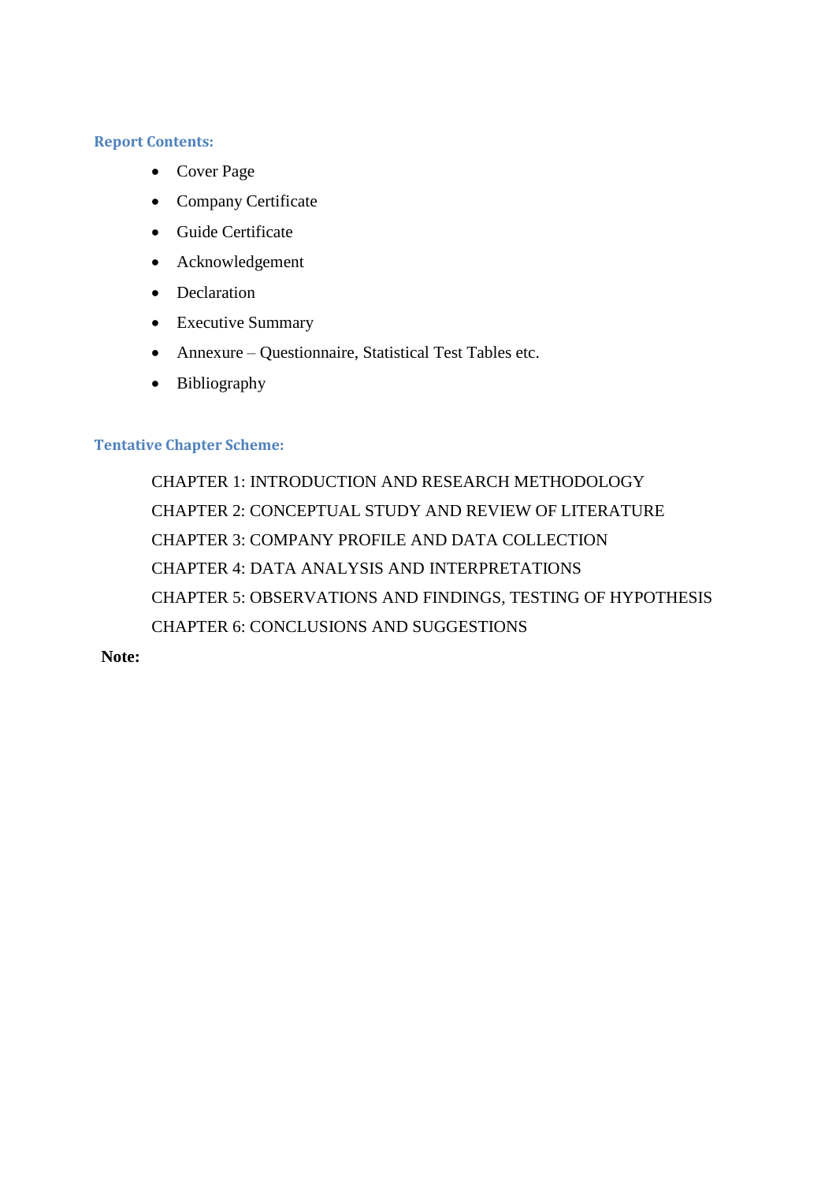## Report Contents:

- Cover Page
- Company Certificate
- Guide Certificate
- Acknowledgement
- Declaration
- Executive Summary
- Annexure – Questionnaire, Statistical Test Tables etc.
- Bibliography

## Tentative Chapter Scheme:

CHAPTER 1: INTRODUCTION AND RESEARCH METHODOLOGY

CHAPTER 2: CONCEPTUAL STUDY AND REVIEW OF LITERATURE

CHAPTER 3: COMPANY PROFILE AND DATA COLLECTION

CHAPTER 4: DATA ANALYSIS AND INTERPRETATIONS

CHAPTER 5: OBSERVATIONS AND FINDINGS, TESTING OF HYPOTHESIS

CHAPTER 6: CONCLUSIONS AND SUGGESTIONS

**Note:**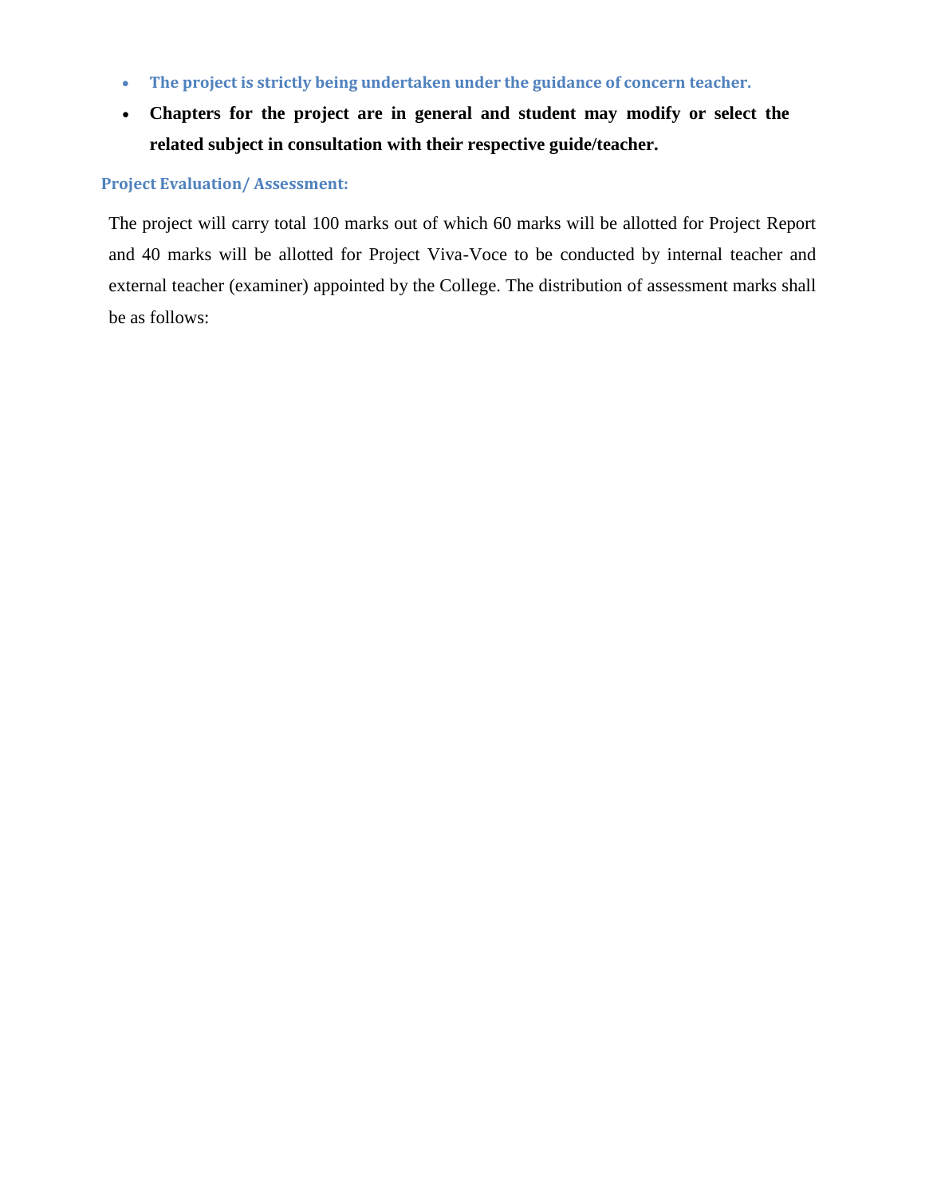- **The project is strictly being undertaken under the guidance of concern teacher.**
- **Chapters for the project are in general and student may modify or select the related subject in consultation with their respective guide/teacher.**

### Project Evaluation/ Assessment:

The project will carry total 100 marks out of which 60 marks will be allotted for Project Report and 40 marks will be allotted for Project Viva-Voce to be conducted by internal teacher and external teacher (examiner) appointed by the College. The distribution of assessment marks shall be as follows: